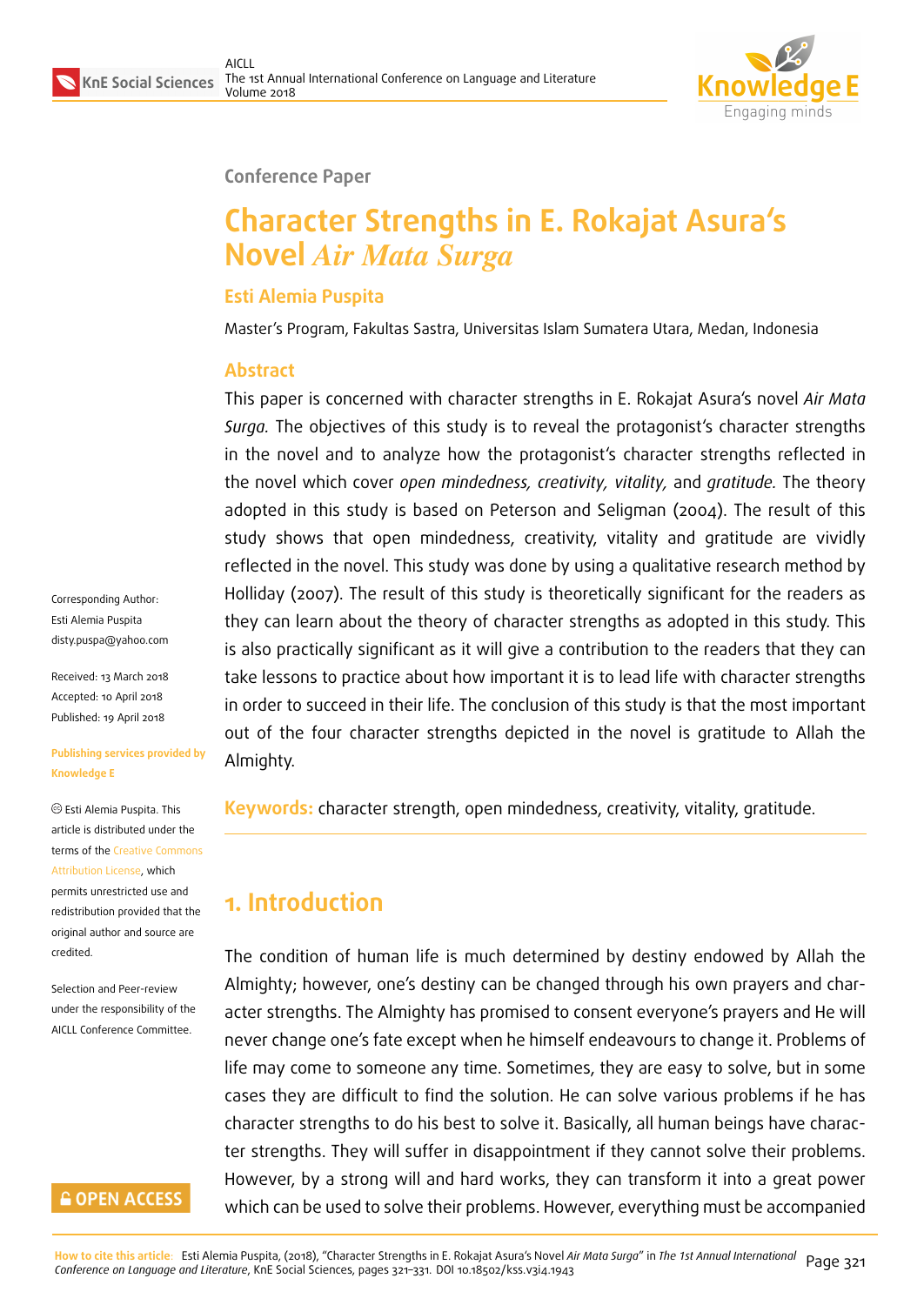Conference Paper

# Character Strengths in E. Rokajat Asura's Novel *Air Mata Surga*

**Esti Alemia Puspita**

Master's Program, Fakultas Sastra, Universitas Islam Sumatera Utara, Medan, Indonesia

## Abstract

This paper is concerned with character strengths in E. Rokajat Asura's novel *Air Mata Surga.* The objectives of this study is to reveal the protagonist's character strengths in the novel and to analyze how the protagonist's character strengths reflected in the novel which cover *open mindedness, creativity, vitality,* and *gratitude.* The theory adopted in this study is based on Peterson and Seligman (2004). The result of this study shows that open mindedness, creativity, vitality and gratitude are vividly reflected in the novel. This study was done by using a qualitative research method by Holliday (2007). The result of this study is theoretically significant for the readers as they can learn about the theory of character strengths as adopted in this study. This is also practically significant as it will give a contribution to the readers that they can take lessons to practice about how important it is to lead life with character strengths in order to succeed in their life. The conclusion of this study is that the most important out of the four character strengths depicted in the novel is gratitude to Allah the Almighty.

**Keywords:** character strength, open mindedness, creativity, vitality, gratitude.

Corresponding Author:
Esti Alemia Puspita
disty.puspa@yahoo.com

Received: 13 March 2018
Accepted: 10 April 2018
Published: 19 April 2018

Publishing services provided by Knowledge E

© Esti Alemia Puspita. This article is distributed under the terms of the Creative Commons Attribution License, which permits unrestricted use and redistribution provided that the original author and source are credited.

Selection and Peer-review under the responsibility of the AICLL Conference Committee.

## 1. Introduction

The condition of human life is much determined by destiny endowed by Allah the Almighty; however, one's destiny can be changed through his own prayers and character strengths. The Almighty has promised to consent everyone's prayers and He will never change one's fate except when he himself endeavours to change it. Problems of life may come to someone any time. Sometimes, they are easy to solve, but in some cases they are difficult to find the solution. He can solve various problems if he has character strengths to do his best to solve it. Basically, all human beings have character strengths. They will suffer in disappointment if they cannot solve their problems. However, by a strong will and hard works, they can transform it into a great power which can be used to solve their problems. However, everything must be accompanied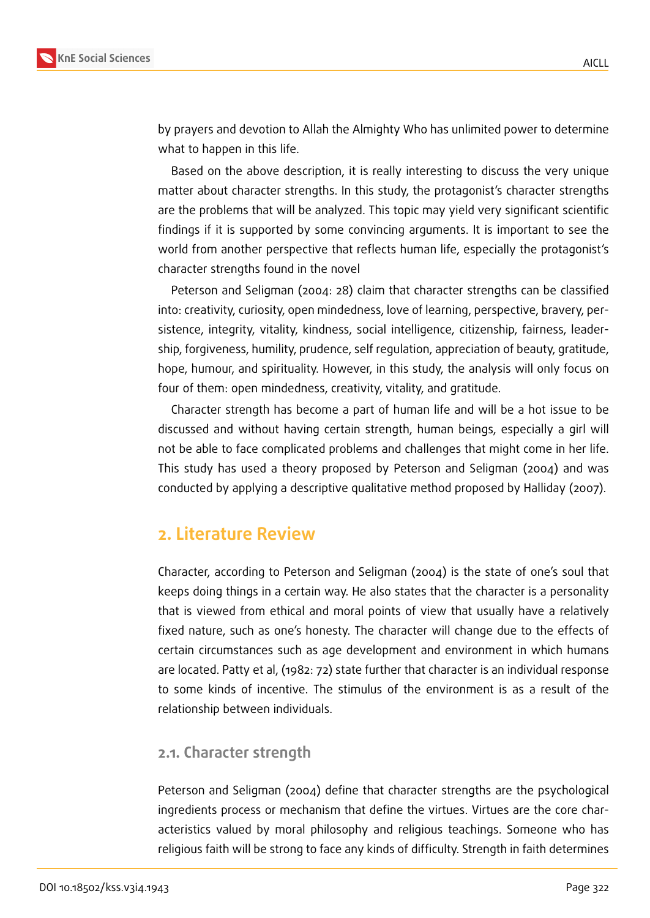by prayers and devotion to Allah the Almighty Who has unlimited power to determine what to happen in this life.

Based on the above description, it is really interesting to discuss the very unique matter about character strengths. In this study, the protagonist's character strengths are the problems that will be analyzed. This topic may yield very significant scientific findings if it is supported by some convincing arguments. It is important to see the world from another perspective that reflects human life, especially the protagonist's character strengths found in the novel

Peterson and Seligman (2004: 28) claim that character strengths can be classified into: creativity, curiosity, open mindedness, love of learning, perspective, bravery, persistence, integrity, vitality, kindness, social intelligence, citizenship, fairness, leadership, forgiveness, humility, prudence, self regulation, appreciation of beauty, gratitude, hope, humour, and spirituality. However, in this study, the analysis will only focus on four of them: open mindedness, creativity, vitality, and gratitude.

Character strength has become a part of human life and will be a hot issue to be discussed and without having certain strength, human beings, especially a girl will not be able to face complicated problems and challenges that might come in her life. This study has used a theory proposed by Peterson and Seligman (2004) and was conducted by applying a descriptive qualitative method proposed by Halliday (2007).

## 2. Literature Review

Character, according to Peterson and Seligman (2004) is the state of one's soul that keeps doing things in a certain way. He also states that the character is a personality that is viewed from ethical and moral points of view that usually have a relatively fixed nature, such as one's honesty. The character will change due to the effects of certain circumstances such as age development and environment in which humans are located. Patty et al, (1982: 72) state further that character is an individual response to some kinds of incentive. The stimulus of the environment is as a result of the relationship between individuals.

### 2.1. Character strength

Peterson and Seligman (2004) define that character strengths are the psychological ingredients process or mechanism that define the virtues. Virtues are the core characteristics valued by moral philosophy and religious teachings. Someone who has religious faith will be strong to face any kinds of difficulty. Strength in faith determines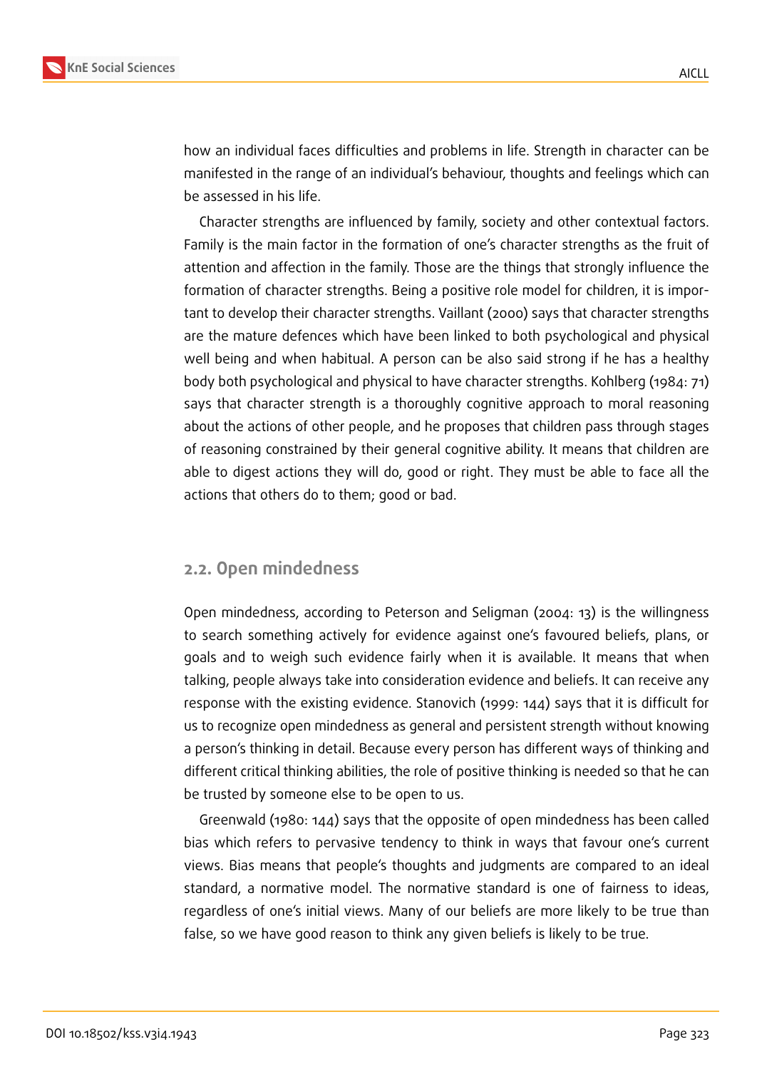how an individual faces difficulties and problems in life. Strength in character can be manifested in the range of an individual's behaviour, thoughts and feelings which can be assessed in his life.

Character strengths are influenced by family, society and other contextual factors. Family is the main factor in the formation of one's character strengths as the fruit of attention and affection in the family. Those are the things that strongly influence the formation of character strengths. Being a positive role model for children, it is important to develop their character strengths. Vaillant (2000) says that character strengths are the mature defences which have been linked to both psychological and physical well being and when habitual. A person can be also said strong if he has a healthy body both psychological and physical to have character strengths. Kohlberg (1984: 71) says that character strength is a thoroughly cognitive approach to moral reasoning about the actions of other people, and he proposes that children pass through stages of reasoning constrained by their general cognitive ability. It means that children are able to digest actions they will do, good or right. They must be able to face all the actions that others do to them; good or bad.

## 2.2. Open mindedness

Open mindedness, according to Peterson and Seligman (2004: 13) is the willingness to search something actively for evidence against one's favoured beliefs, plans, or goals and to weigh such evidence fairly when it is available. It means that when talking, people always take into consideration evidence and beliefs. It can receive any response with the existing evidence. Stanovich (1999: 144) says that it is difficult for us to recognize open mindedness as general and persistent strength without knowing a person's thinking in detail. Because every person has different ways of thinking and different critical thinking abilities, the role of positive thinking is needed so that he can be trusted by someone else to be open to us.

Greenwald (1980: 144) says that the opposite of open mindedness has been called bias which refers to pervasive tendency to think in ways that favour one's current views. Bias means that people's thoughts and judgments are compared to an ideal standard, a normative model. The normative standard is one of fairness to ideas, regardless of one's initial views. Many of our beliefs are more likely to be true than false, so we have good reason to think any given beliefs is likely to be true.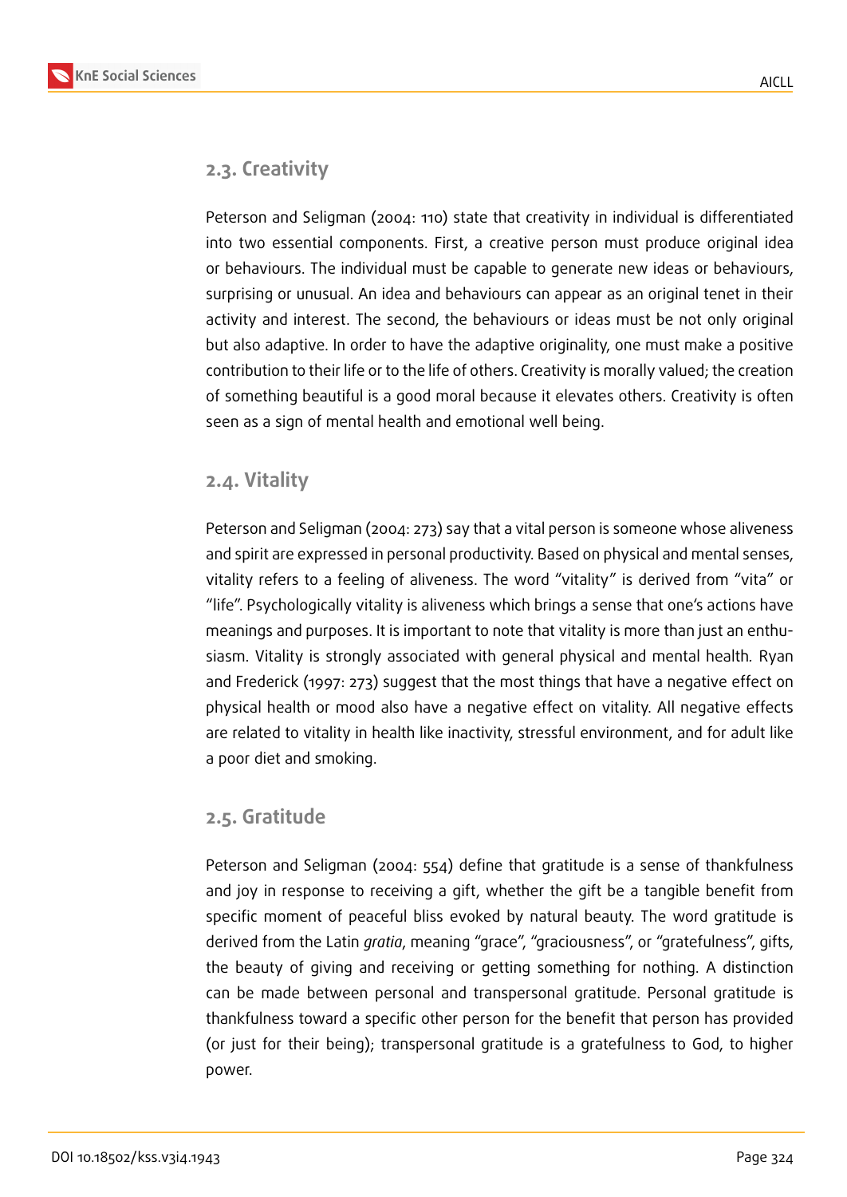## 2.3. Creativity

Peterson and Seligman (2004: 110) state that creativity in individual is differentiated into two essential components. First, a creative person must produce original idea or behaviours. The individual must be capable to generate new ideas or behaviours, surprising or unusual. An idea and behaviours can appear as an original tenet in their activity and interest. The second, the behaviours or ideas must be not only original but also adaptive. In order to have the adaptive originality, one must make a positive contribution to their life or to the life of others. Creativity is morally valued; the creation of something beautiful is a good moral because it elevates others. Creativity is often seen as a sign of mental health and emotional well being.

## 2.4. Vitality

Peterson and Seligman (2004: 273) say that a vital person is someone whose aliveness and spirit are expressed in personal productivity. Based on physical and mental senses, vitality refers to a feeling of aliveness. The word "vitality" is derived from "vita" or "life". Psychologically vitality is aliveness which brings a sense that one's actions have meanings and purposes. It is important to note that vitality is more than just an enthusiasm. Vitality is strongly associated with general physical and mental health. Ryan and Frederick (1997: 273) suggest that the most things that have a negative effect on physical health or mood also have a negative effect on vitality. All negative effects are related to vitality in health like inactivity, stressful environment, and for adult like a poor diet and smoking.

## 2.5. Gratitude

Peterson and Seligman (2004: 554) define that gratitude is a sense of thankfulness and joy in response to receiving a gift, whether the gift be a tangible benefit from specific moment of peaceful bliss evoked by natural beauty. The word gratitude is derived from the Latin *gratia*, meaning "grace", "graciousness", or "gratefulness", gifts, the beauty of giving and receiving or getting something for nothing. A distinction can be made between personal and transpersonal gratitude. Personal gratitude is thankfulness toward a specific other person for the benefit that person has provided (or just for their being); transpersonal gratitude is a gratefulness to God, to higher power.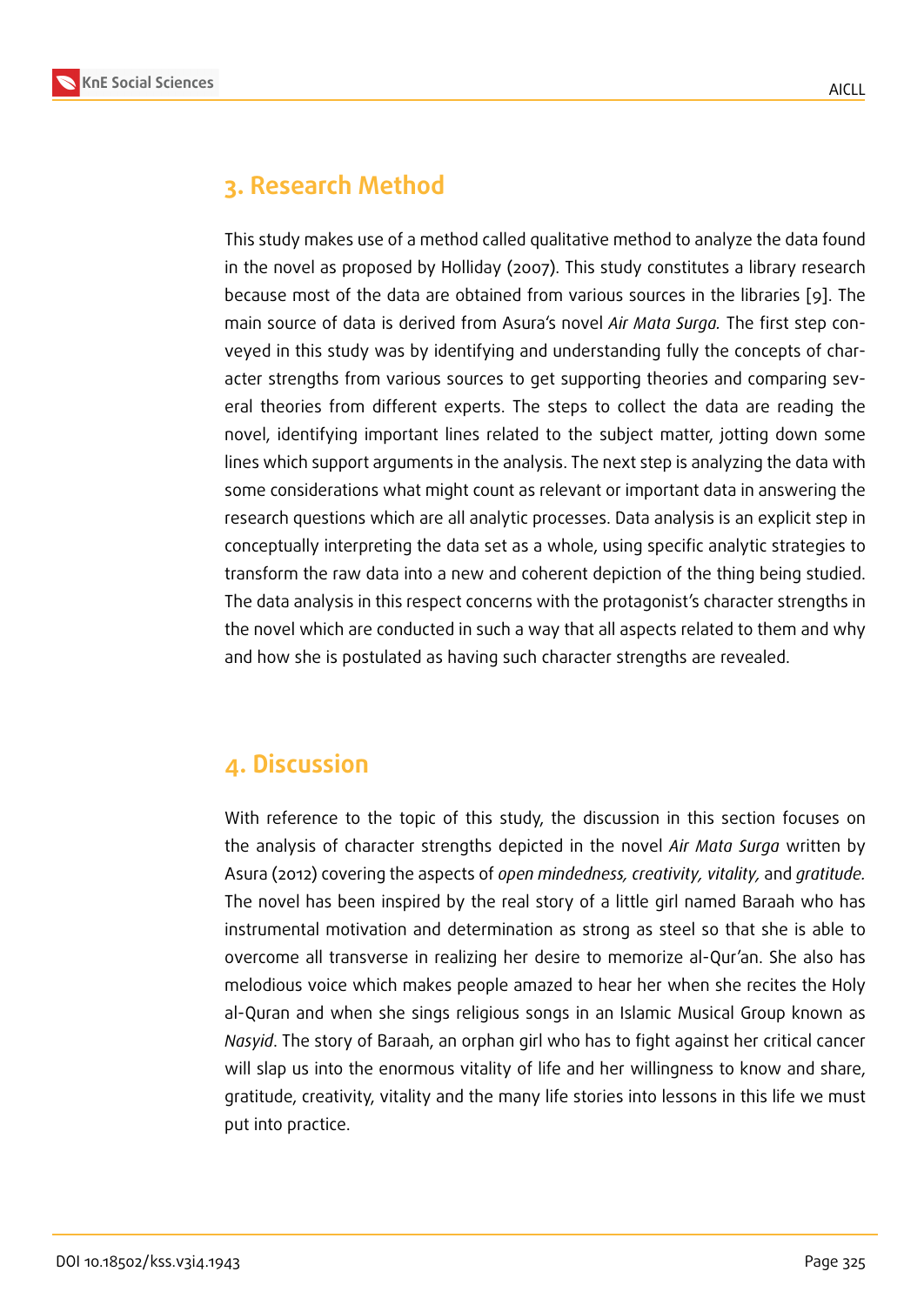## 3. Research Method

This study makes use of a method called qualitative method to analyze the data found in the novel as proposed by Holliday (2007). This study constitutes a library research because most of the data are obtained from various sources in the libraries [9]. The main source of data is derived from Asura's novel *Air Mata Surga.* The first step conveyed in this study was by identifying and understanding fully the concepts of character strengths from various sources to get supporting theories and comparing several theories from different experts. The steps to collect the data are reading the novel, identifying important lines related to the subject matter, jotting down some lines which support arguments in the analysis. The next step is analyzing the data with some considerations what might count as relevant or important data in answering the research questions which are all analytic processes. Data analysis is an explicit step in conceptually interpreting the data set as a whole, using specific analytic strategies to transform the raw data into a new and coherent depiction of the thing being studied. The data analysis in this respect concerns with the protagonist's character strengths in the novel which are conducted in such a way that all aspects related to them and why and how she is postulated as having such character strengths are revealed.

## 4. Discussion

With reference to the topic of this study, the discussion in this section focuses on the analysis of character strengths depicted in the novel *Air Mata Surga* written by Asura (2012) covering the aspects of *open mindedness, creativity, vitality,* and *gratitude.* The novel has been inspired by the real story of a little girl named Baraah who has instrumental motivation and determination as strong as steel so that she is able to overcome all transverse in realizing her desire to memorize al-Qur'an. She also has melodious voice which makes people amazed to hear her when she recites the Holy al-Quran and when she sings religious songs in an Islamic Musical Group known as *Nasyid*. The story of Baraah, an orphan girl who has to fight against her critical cancer will slap us into the enormous vitality of life and her willingness to know and share, gratitude, creativity, vitality and the many life stories into lessons in this life we must put into practice.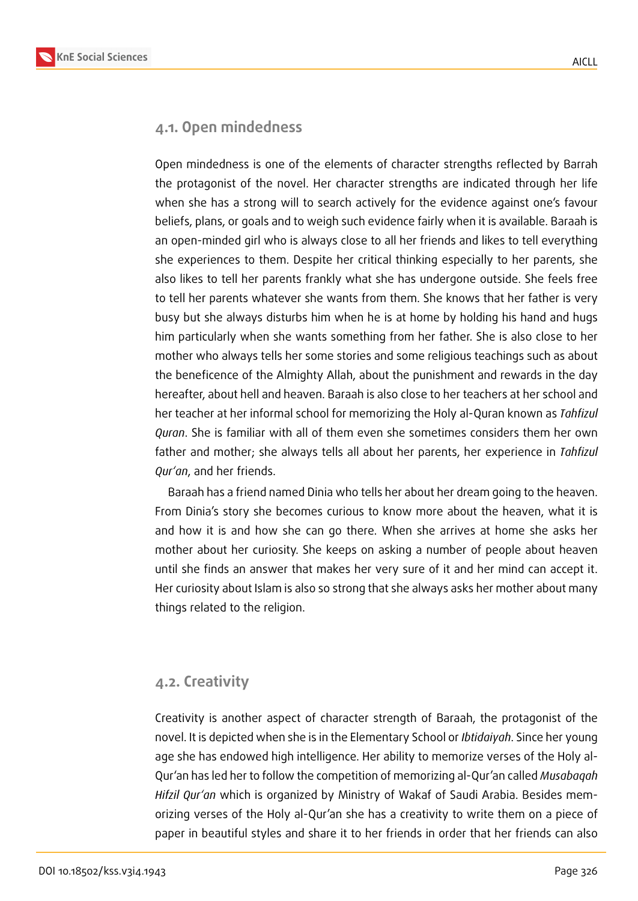### 4.1. Open mindedness

Open mindedness is one of the elements of character strengths reflected by Barrah the protagonist of the novel. Her character strengths are indicated through her life when she has a strong will to search actively for the evidence against one's favour beliefs, plans, or goals and to weigh such evidence fairly when it is available. Baraah is an open-minded girl who is always close to all her friends and likes to tell everything she experiences to them. Despite her critical thinking especially to her parents, she also likes to tell her parents frankly what she has undergone outside. She feels free to tell her parents whatever she wants from them. She knows that her father is very busy but she always disturbs him when he is at home by holding his hand and hugs him particularly when she wants something from her father. She is also close to her mother who always tells her some stories and some religious teachings such as about the beneficence of the Almighty Allah, about the punishment and rewards in the day hereafter, about hell and heaven. Baraah is also close to her teachers at her school and her teacher at her informal school for memorizing the Holy al-Quran known as *Tahfizul Quran*. She is familiar with all of them even she sometimes considers them her own father and mother; she always tells all about her parents, her experience in *Tahfizul Qur'an*, and her friends.

Baraah has a friend named Dinia who tells her about her dream going to the heaven. From Dinia's story she becomes curious to know more about the heaven, what it is and how it is and how she can go there. When she arrives at home she asks her mother about her curiosity. She keeps on asking a number of people about heaven until she finds an answer that makes her very sure of it and her mind can accept it. Her curiosity about Islam is also so strong that she always asks her mother about many things related to the religion.

### 4.2. Creativity

Creativity is another aspect of character strength of Baraah, the protagonist of the novel. It is depicted when she is in the Elementary School or *Ibtidaiyah*. Since her young age she has endowed high intelligence. Her ability to memorize verses of the Holy al-Qur'an has led her to follow the competition of memorizing al-Qur'an called *Musabaqah Hifzil Qur'an* which is organized by Ministry of Wakaf of Saudi Arabia. Besides memorizing verses of the Holy al-Qur'an she has a creativity to write them on a piece of paper in beautiful styles and share it to her friends in order that her friends can also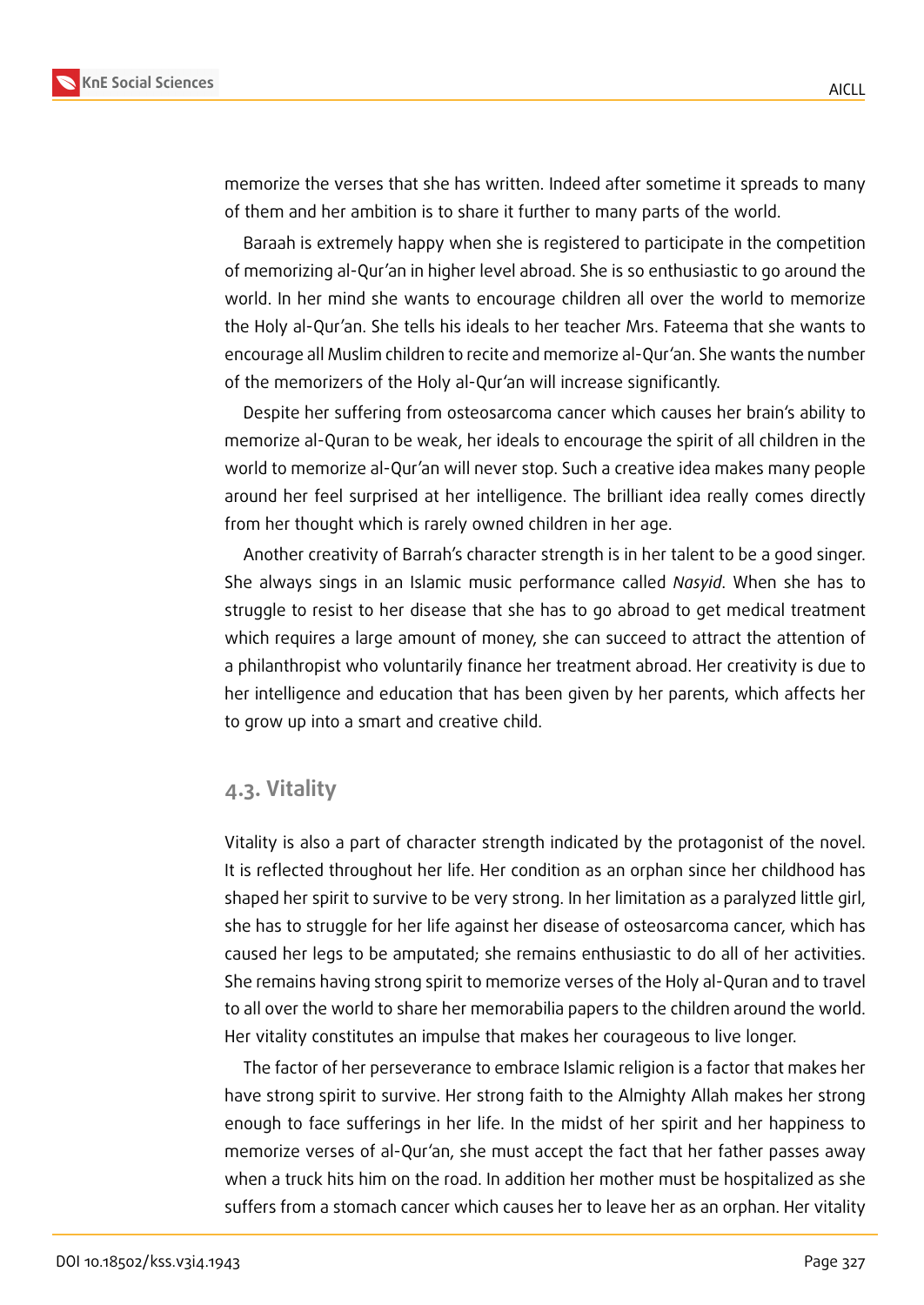memorize the verses that she has written. Indeed after sometime it spreads to many of them and her ambition is to share it further to many parts of the world.

Baraah is extremely happy when she is registered to participate in the competition of memorizing al-Qur'an in higher level abroad. She is so enthusiastic to go around the world. In her mind she wants to encourage children all over the world to memorize the Holy al-Qur'an. She tells his ideals to her teacher Mrs. Fateema that she wants to encourage all Muslim children to recite and memorize al-Qur'an. She wants the number of the memorizers of the Holy al-Qur'an will increase significantly.

Despite her suffering from osteosarcoma cancer which causes her brain's ability to memorize al-Quran to be weak, her ideals to encourage the spirit of all children in the world to memorize al-Qur'an will never stop. Such a creative idea makes many people around her feel surprised at her intelligence. The brilliant idea really comes directly from her thought which is rarely owned children in her age.

Another creativity of Barrah's character strength is in her talent to be a good singer. She always sings in an Islamic music performance called *Nasyid*. When she has to struggle to resist to her disease that she has to go abroad to get medical treatment which requires a large amount of money, she can succeed to attract the attention of a philanthropist who voluntarily finance her treatment abroad. Her creativity is due to her intelligence and education that has been given by her parents, which affects her to grow up into a smart and creative child.

## 4.3. Vitality

Vitality is also a part of character strength indicated by the protagonist of the novel. It is reflected throughout her life. Her condition as an orphan since her childhood has shaped her spirit to survive to be very strong. In her limitation as a paralyzed little girl, she has to struggle for her life against her disease of osteosarcoma cancer, which has caused her legs to be amputated; she remains enthusiastic to do all of her activities. She remains having strong spirit to memorize verses of the Holy al-Quran and to travel to all over the world to share her memorabilia papers to the children around the world. Her vitality constitutes an impulse that makes her courageous to live longer.

The factor of her perseverance to embrace Islamic religion is a factor that makes her have strong spirit to survive. Her strong faith to the Almighty Allah makes her strong enough to face sufferings in her life. In the midst of her spirit and her happiness to memorize verses of al-Qur'an, she must accept the fact that her father passes away when a truck hits him on the road. In addition her mother must be hospitalized as she suffers from a stomach cancer which causes her to leave her as an orphan. Her vitality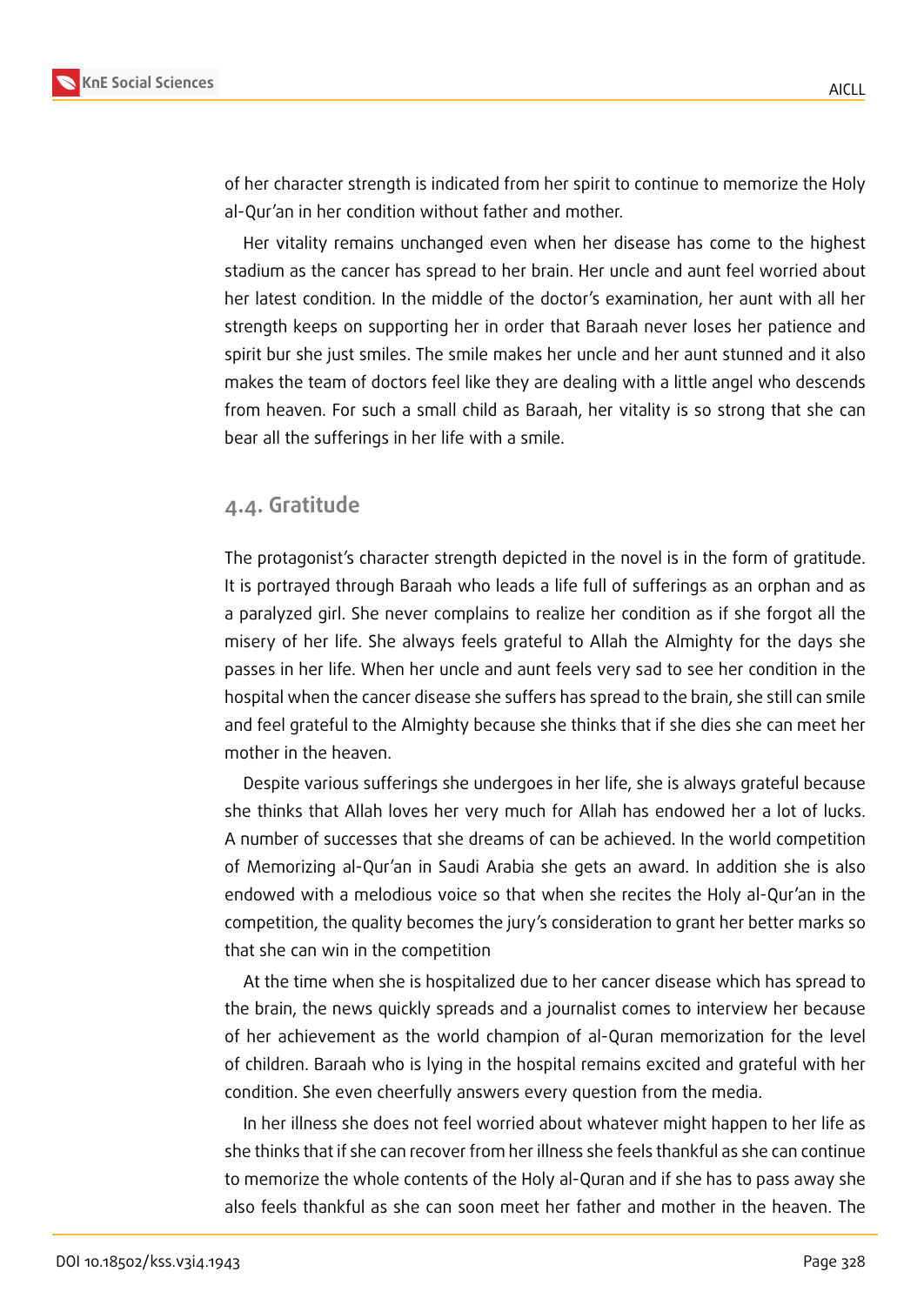of her character strength is indicated from her spirit to continue to memorize the Holy al-Qur'an in her condition without father and mother.

Her vitality remains unchanged even when her disease has come to the highest stadium as the cancer has spread to her brain. Her uncle and aunt feel worried about her latest condition. In the middle of the doctor's examination, her aunt with all her strength keeps on supporting her in order that Baraah never loses her patience and spirit bur she just smiles. The smile makes her uncle and her aunt stunned and it also makes the team of doctors feel like they are dealing with a little angel who descends from heaven. For such a small child as Baraah, her vitality is so strong that she can bear all the sufferings in her life with a smile.

### 4.4. Gratitude

The protagonist's character strength depicted in the novel is in the form of gratitude. It is portrayed through Baraah who leads a life full of sufferings as an orphan and as a paralyzed girl. She never complains to realize her condition as if she forgot all the misery of her life. She always feels grateful to Allah the Almighty for the days she passes in her life. When her uncle and aunt feels very sad to see her condition in the hospital when the cancer disease she suffers has spread to the brain, she still can smile and feel grateful to the Almighty because she thinks that if she dies she can meet her mother in the heaven.

Despite various sufferings she undergoes in her life, she is always grateful because she thinks that Allah loves her very much for Allah has endowed her a lot of lucks. A number of successes that she dreams of can be achieved. In the world competition of Memorizing al-Qur'an in Saudi Arabia she gets an award. In addition she is also endowed with a melodious voice so that when she recites the Holy al-Qur'an in the competition, the quality becomes the jury's consideration to grant her better marks so that she can win in the competition

At the time when she is hospitalized due to her cancer disease which has spread to the brain, the news quickly spreads and a journalist comes to interview her because of her achievement as the world champion of al-Quran memorization for the level of children. Baraah who is lying in the hospital remains excited and grateful with her condition. She even cheerfully answers every question from the media.

In her illness she does not feel worried about whatever might happen to her life as she thinks that if she can recover from her illness she feels thankful as she can continue to memorize the whole contents of the Holy al-Quran and if she has to pass away she also feels thankful as she can soon meet her father and mother in the heaven. The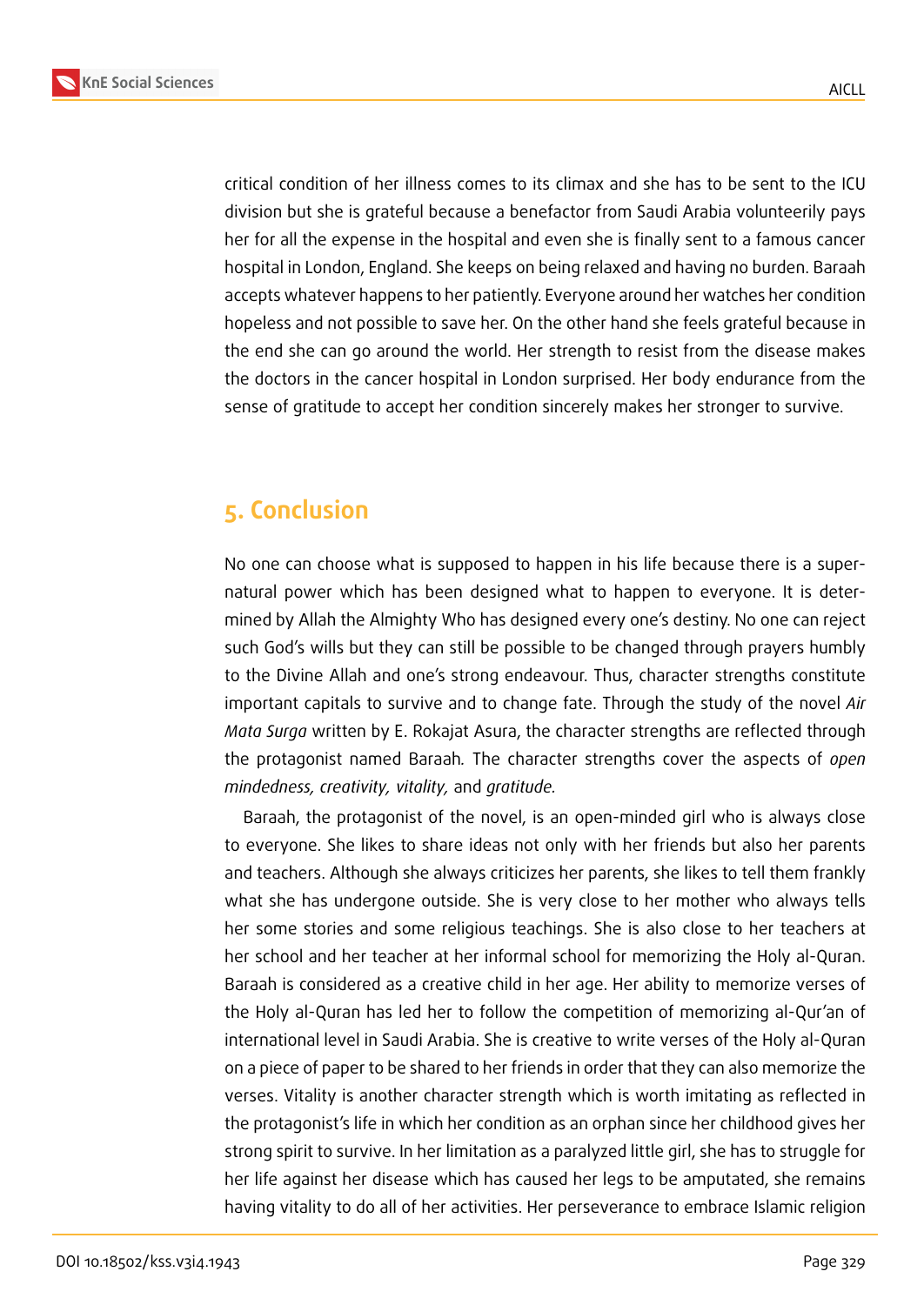critical condition of her illness comes to its climax and she has to be sent to the ICU division but she is grateful because a benefactor from Saudi Arabia volunteerily pays her for all the expense in the hospital and even she is finally sent to a famous cancer hospital in London, England. She keeps on being relaxed and having no burden. Baraah accepts whatever happens to her patiently. Everyone around her watches her condition hopeless and not possible to save her. On the other hand she feels grateful because in the end she can go around the world. Her strength to resist from the disease makes the doctors in the cancer hospital in London surprised. Her body endurance from the sense of gratitude to accept her condition sincerely makes her stronger to survive.

## 5. Conclusion

No one can choose what is supposed to happen in his life because there is a supernatural power which has been designed what to happen to everyone. It is determined by Allah the Almighty Who has designed every one's destiny. No one can reject such God's wills but they can still be possible to be changed through prayers humbly to the Divine Allah and one's strong endeavour. Thus, character strengths constitute important capitals to survive and to change fate. Through the study of the novel *Air Mata Surga* written by E. Rokajat Asura, the character strengths are reflected through the protagonist named Baraah. The character strengths cover the aspects of *open mindedness, creativity, vitality,* and *gratitude.*

Baraah, the protagonist of the novel, is an open-minded girl who is always close to everyone. She likes to share ideas not only with her friends but also her parents and teachers. Although she always criticizes her parents, she likes to tell them frankly what she has undergone outside. She is very close to her mother who always tells her some stories and some religious teachings. She is also close to her teachers at her school and her teacher at her informal school for memorizing the Holy al-Quran. Baraah is considered as a creative child in her age. Her ability to memorize verses of the Holy al-Quran has led her to follow the competition of memorizing al-Qur'an of international level in Saudi Arabia. She is creative to write verses of the Holy al-Quran on a piece of paper to be shared to her friends in order that they can also memorize the verses. Vitality is another character strength which is worth imitating as reflected in the protagonist's life in which her condition as an orphan since her childhood gives her strong spirit to survive. In her limitation as a paralyzed little girl, she has to struggle for her life against her disease which has caused her legs to be amputated, she remains having vitality to do all of her activities. Her perseverance to embrace Islamic religion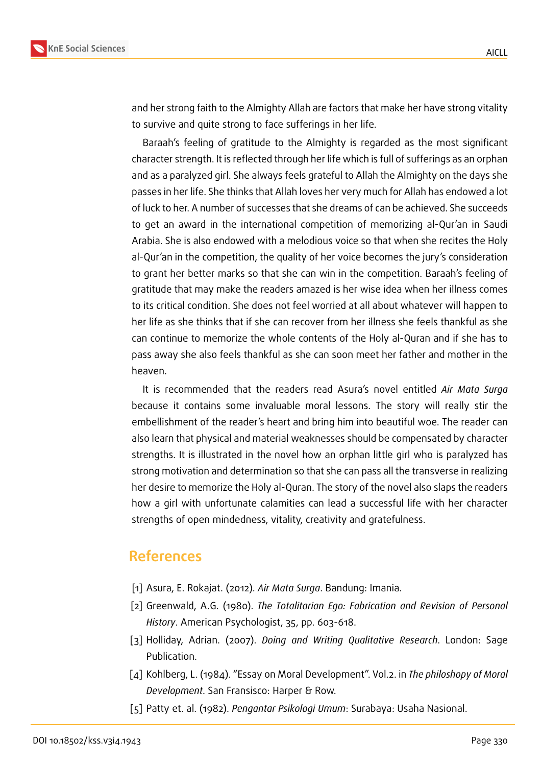and her strong faith to the Almighty Allah are factors that make her have strong vitality to survive and quite strong to face sufferings in her life.

Baraah's feeling of gratitude to the Almighty is regarded as the most significant character strength. It is reflected through her life which is full of sufferings as an orphan and as a paralyzed girl. She always feels grateful to Allah the Almighty on the days she passes in her life. She thinks that Allah loves her very much for Allah has endowed a lot of luck to her. A number of successes that she dreams of can be achieved. She succeeds to get an award in the international competition of memorizing al-Qur'an in Saudi Arabia. She is also endowed with a melodious voice so that when she recites the Holy al-Qur'an in the competition, the quality of her voice becomes the jury's consideration to grant her better marks so that she can win in the competition. Baraah's feeling of gratitude that may make the readers amazed is her wise idea when her illness comes to its critical condition. She does not feel worried at all about whatever will happen to her life as she thinks that if she can recover from her illness she feels thankful as she can continue to memorize the whole contents of the Holy al-Quran and if she has to pass away she also feels thankful as she can soon meet her father and mother in the heaven.

It is recommended that the readers read Asura's novel entitled *Air Mata Surga* because it contains some invaluable moral lessons. The story will really stir the embellishment of the reader's heart and bring him into beautiful woe. The reader can also learn that physical and material weaknesses should be compensated by character strengths. It is illustrated in the novel how an orphan little girl who is paralyzed has strong motivation and determination so that she can pass all the transverse in realizing her desire to memorize the Holy al-Quran. The story of the novel also slaps the readers how a girl with unfortunate calamities can lead a successful life with her character strengths of open mindedness, vitality, creativity and gratefulness.

## References

[1] Asura, E. Rokajat. (2012). *Air Mata Surga*. Bandung: Imania.

[2] Greenwald, A.G. (1980). *The Totalitarian Ego: Fabrication and Revision of Personal History*. American Psychologist, 35, pp. 603-618.

[3] Holliday, Adrian. (2007). *Doing and Writing Qualitative Research*. London: Sage Publication.

[4] Kohlberg, L. (1984). "Essay on Moral Development". Vol.2. in *The philoshopy of Moral Development*. San Fransisco: Harper & Row.

[5] Patty et. al. (1982). *Pengantar Psikologi Umum*: Surabaya: Usaha Nasional.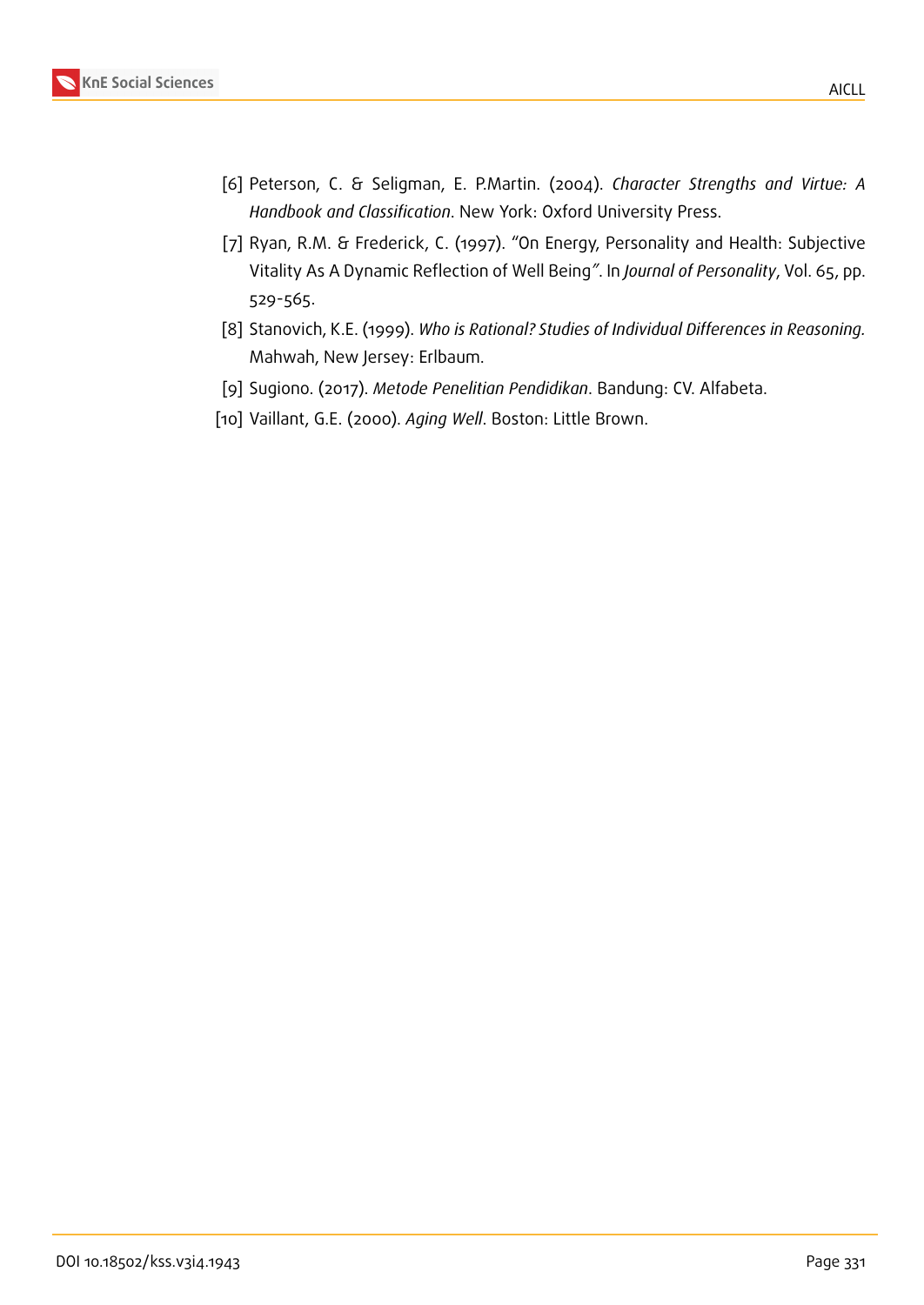[6] Peterson, C. & Seligman, E. P.Martin. (2004). *Character Strengths and Virtue: A Handbook and Classification*. New York: Oxford University Press.

[7] Ryan, R.M. & Frederick, C. (1997). "On Energy, Personality and Health: Subjective Vitality As A Dynamic Reflection of Well Being". In *Journal of Personality*, Vol. 65, pp. 529-565.

[8] Stanovich, K.E. (1999). *Who is Rational? Studies of Individual Differences in Reasoning.* Mahwah, New Jersey: Erlbaum.

[9] Sugiono. (2017). *Metode Penelitian Pendidikan*. Bandung: CV. Alfabeta.

[10] Vaillant, G.E. (2000). *Aging Well*. Boston: Little Brown.